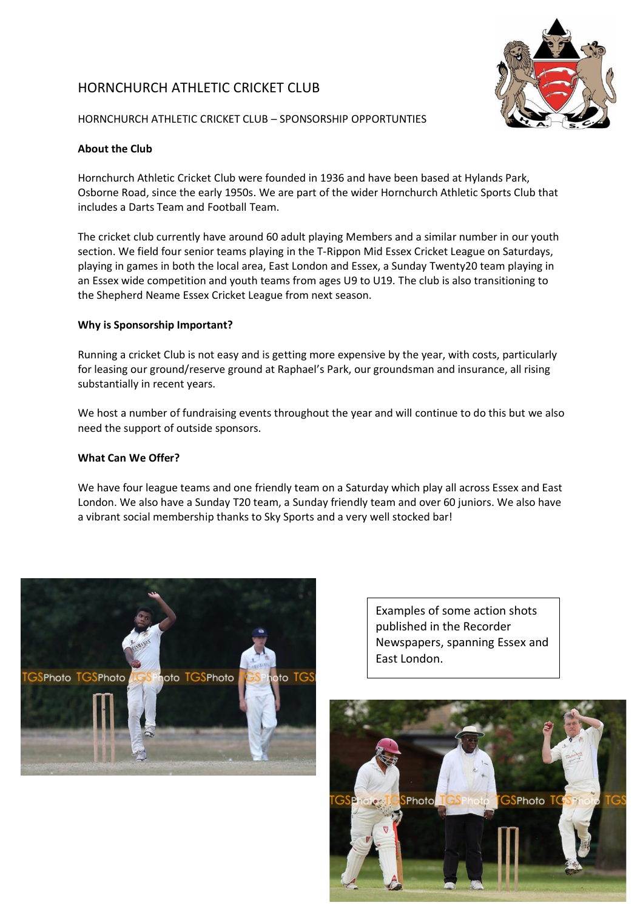# HORNCHURCH ATHLETIC CRICKET CLUB

HORNCHURCH ATHLETIC CRICKET CLUB – SPONSORSHIP OPPORTUNTIES

**About the Club**

Hornchurch Athletic Cricket Club were founded in 1936 and have been based at Hylands Park, Osborne Road, since the early 1950s. We are part of the wider Hornchurch Athletic Sports Club that includes a Darts Team and Football Team.

The cricket club currently have around 60 adult playing Members and a similar number in our youth section. We field four senior teams playing in the T-Rippon Mid Essex Cricket League on Saturdays, playing in games in both the local area, East London and Essex, a Sunday Twenty20 team playing in an Essex wide competition and youth teams from ages U9 to U19. The club is also transitioning to the Shepherd Neame Essex Cricket League from next season.

**Why is Sponsorship Important?**

Running a cricket Club is not easy and is getting more expensive by the year, with costs, particularly for leasing our ground/reserve ground at Raphael's Park, our groundsman and insurance, all rising substantially in recent years.

We host a number of fundraising events throughout the year and will continue to do this but we also need the support of outside sponsors.

**What Can We Offer?**

We have four league teams and one friendly team on a Saturday which play all across Essex and East London. We also have a Sunday T20 team, a Sunday friendly team and over 60 juniors. We also have a vibrant social membership thanks to Sky Sports and a very well stocked bar!

Examples of some action shots published in the Recorder Newspapers, spanning Essex and East London.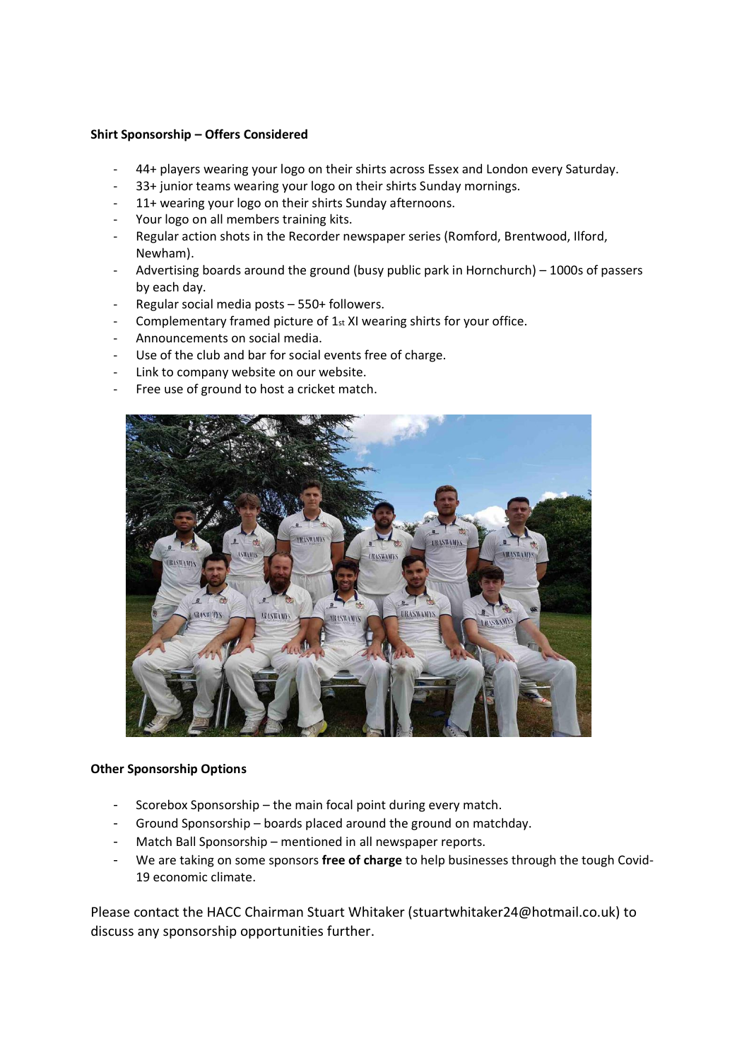**Shirt Sponsorship – Offers Considered**

- 44+ players wearing your logo on their shirts across Essex and London every Saturday.
- 33+ junior teams wearing your logo on their shirts Sunday mornings.
- 11+ wearing your logo on their shirts Sunday afternoons.
- Your logo on all members training kits.
- Regular action shots in the Recorder newspaper series (Romford, Brentwood, Ilford, Newham).
- Advertising boards around the ground (busy public park in Hornchurch) – 1000s of passers by each day.
- Regular social media posts – 550+ followers.
- Complementary framed picture of 1st XI wearing shirts for your office.
- Announcements on social media.
- Use of the club and bar for social events free of charge.
- Link to company website on our website.
- Free use of ground to host a cricket match.

**Other Sponsorship Options**

- Scorebox Sponsorship – the main focal point during every match.
- Ground Sponsorship – boards placed around the ground on matchday.
- Match Ball Sponsorship – mentioned in all newspaper reports.
- We are taking on some sponsors **free of charge** to help businesses through the tough Covid-19 economic climate.

Please contact the HACC Chairman Stuart Whitaker (stuartwhitaker24@hotmail.co.uk) to discuss any sponsorship opportunities further.